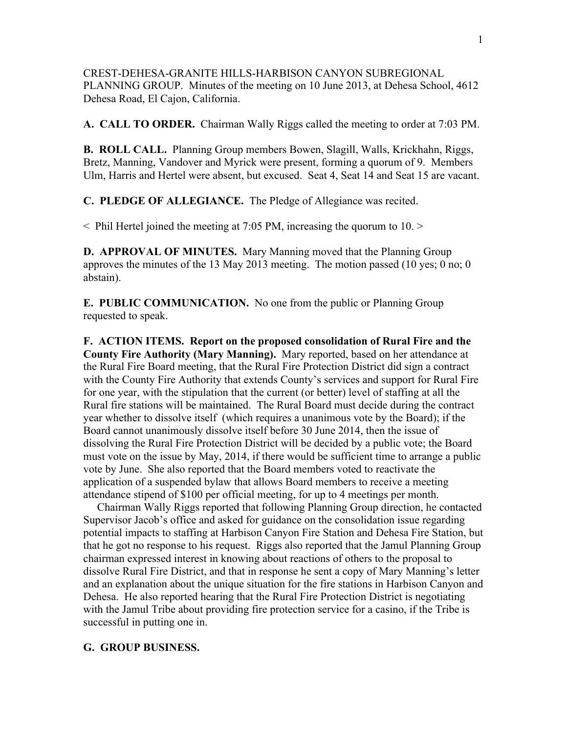CREST-DEHESA-GRANITE HILLS-HARBISON CANYON SUBREGIONAL PLANNING GROUP. Minutes of the meeting on 10 June 2013, at Dehesa School, 4612 Dehesa Road, El Cajon, California.

**A. CALL TO ORDER.** Chairman Wally Riggs called the meeting to order at 7:03 PM.

**B. ROLL CALL.** Planning Group members Bowen, Slagill, Walls, Krickhahn, Riggs, Bretz, Manning, Vandover and Myrick were present, forming a quorum of 9. Members Ulm, Harris and Hertel were absent, but excused. Seat 4, Seat 14 and Seat 15 are vacant.

**C. PLEDGE OF ALLEGIANCE.** The Pledge of Allegiance was recited.

< Phil Hertel joined the meeting at 7:05 PM, increasing the quorum to 10. >

**D. APPROVAL OF MINUTES.** Mary Manning moved that the Planning Group approves the minutes of the 13 May 2013 meeting. The motion passed (10 yes; 0 no; 0 abstain).

**E. PUBLIC COMMUNICATION.** No one from the public or Planning Group requested to speak.

**F. ACTION ITEMS. Report on the proposed consolidation of Rural Fire and the County Fire Authority (Mary Manning).** Mary reported, based on her attendance at the Rural Fire Board meeting, that the Rural Fire Protection District did sign a contract with the County Fire Authority that extends County's services and support for Rural Fire for one year, with the stipulation that the current (or better) level of staffing at all the Rural fire stations will be maintained. The Rural Board must decide during the contract year whether to dissolve itself (which requires a unanimous vote by the Board); if the Board cannot unanimously dissolve itself before 30 June 2014, then the issue of dissolving the Rural Fire Protection District will be decided by a public vote; the Board must vote on the issue by May, 2014, if there would be sufficient time to arrange a public vote by June. She also reported that the Board members voted to reactivate the application of a suspended bylaw that allows Board members to receive a meeting attendance stipend of $100 per official meeting, for up to 4 meetings per month.

Chairman Wally Riggs reported that following Planning Group direction, he contacted Supervisor Jacob's office and asked for guidance on the consolidation issue regarding potential impacts to staffing at Harbison Canyon Fire Station and Dehesa Fire Station, but that he got no response to his request. Riggs also reported that the Jamul Planning Group chairman expressed interest in knowing about reactions of others to the proposal to dissolve Rural Fire District, and that in response he sent a copy of Mary Manning's letter and an explanation about the unique situation for the fire stations in Harbison Canyon and Dehesa. He also reported hearing that the Rural Fire Protection District is negotiating with the Jamul Tribe about providing fire protection service for a casino, if the Tribe is successful in putting one in.

**G. GROUP BUSINESS.**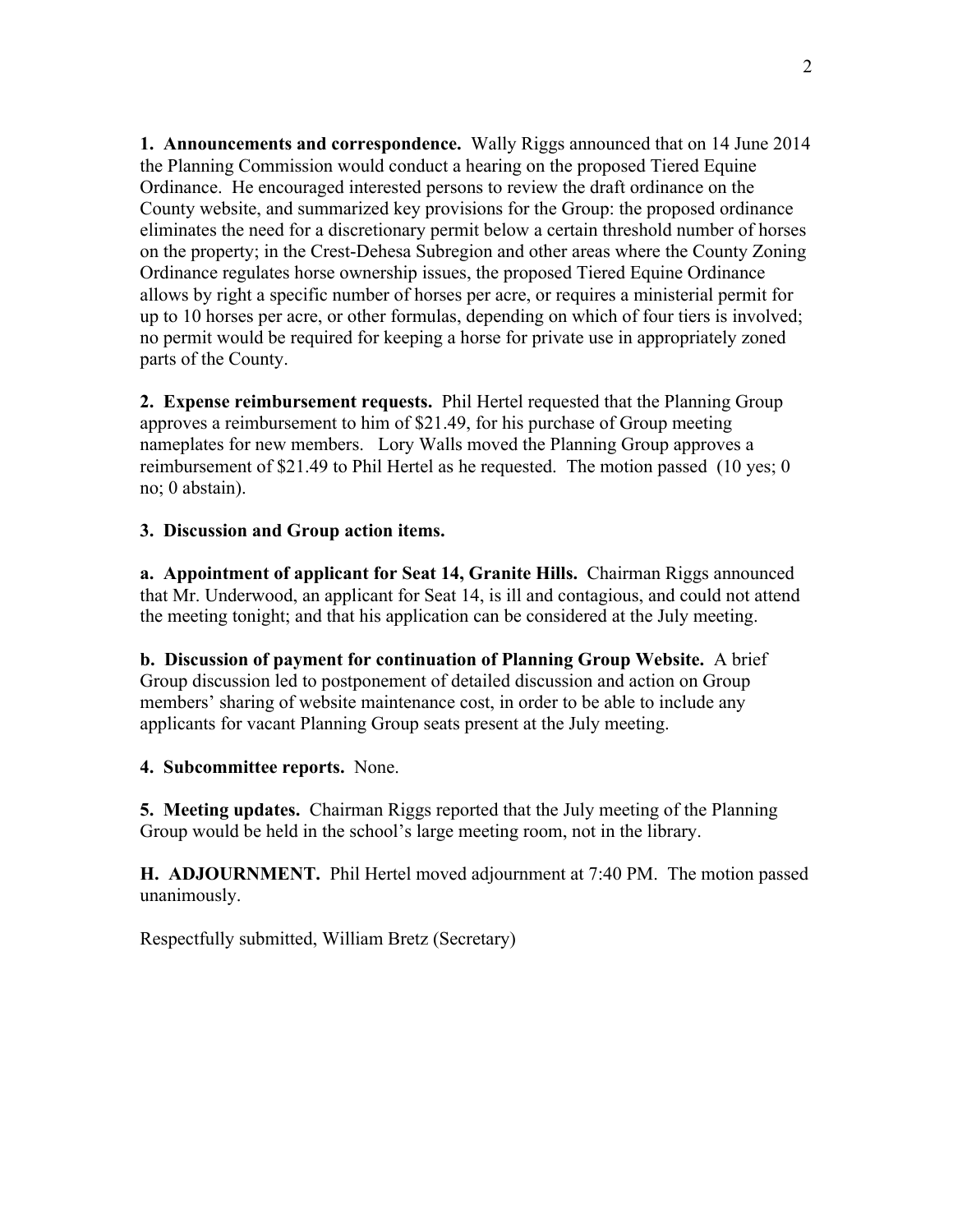**1. Announcements and correspondence.** Wally Riggs announced that on 14 June 2014 the Planning Commission would conduct a hearing on the proposed Tiered Equine Ordinance. He encouraged interested persons to review the draft ordinance on the County website, and summarized key provisions for the Group: the proposed ordinance eliminates the need for a discretionary permit below a certain threshold number of horses on the property; in the Crest-Dehesa Subregion and other areas where the County Zoning Ordinance regulates horse ownership issues, the proposed Tiered Equine Ordinance allows by right a specific number of horses per acre, or requires a ministerial permit for up to 10 horses per acre, or other formulas, depending on which of four tiers is involved; no permit would be required for keeping a horse for private use in appropriately zoned parts of the County.

**2. Expense reimbursement requests.** Phil Hertel requested that the Planning Group approves a reimbursement to him of $21.49, for his purchase of Group meeting nameplates for new members. Lory Walls moved the Planning Group approves a reimbursement of $21.49 to Phil Hertel as he requested. The motion passed (10 yes; 0 no; 0 abstain).

**3. Discussion and Group action items.**

**a. Appointment of applicant for Seat 14, Granite Hills.** Chairman Riggs announced that Mr. Underwood, an applicant for Seat 14, is ill and contagious, and could not attend the meeting tonight; and that his application can be considered at the July meeting.

**b. Discussion of payment for continuation of Planning Group Website.** A brief Group discussion led to postponement of detailed discussion and action on Group members' sharing of website maintenance cost, in order to be able to include any applicants for vacant Planning Group seats present at the July meeting.

**4. Subcommittee reports.** None.

**5. Meeting updates.** Chairman Riggs reported that the July meeting of the Planning Group would be held in the school's large meeting room, not in the library.

**H. ADJOURNMENT.** Phil Hertel moved adjournment at 7:40 PM. The motion passed unanimously.

Respectfully submitted, William Bretz (Secretary)